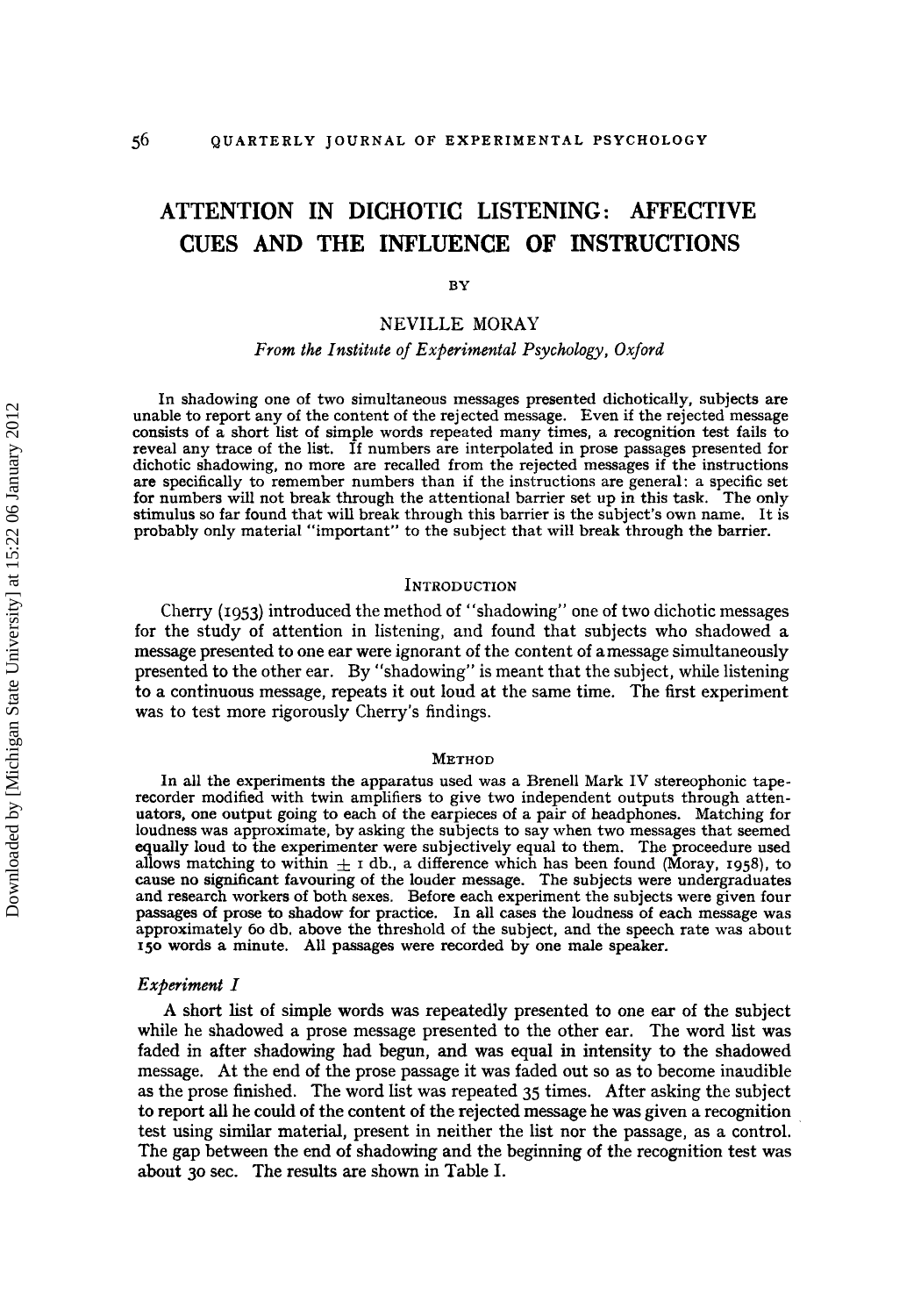# ATTENTION IN DICHOTIC LISTENING: AFFECTIVE CUES AND THE INFLUENCE OF INSTRUCTIONS

BY

NEVILLE MORAY

*From the Institute of Experimental Psychology, Oxford*

In shadowing one of two simultaneous messages presented dichotically, subjects are unable to report any of the content of the rejected message. Even if the rejected message consists of a short list of simple words repeated many times, a recognition test fails to reveal any trace of the list. If numbers are interpolated in prose passages presented for dichotic shadowing, no more are recalled from the rejected messages if the instructions are specifically to remember numbers than if the instructions are general: a specific set for numbers will not break through the attentional barrier set up in this task. The only stimulus so far found that will break through this barrier is the subject's own name. It is probably only material "important" to the subject that will break through the barrier.

## INTRODUCTION

Cherry (1953) introduced the method of "shadowing" one of two dichotic messages for the study of attention in listening, and found that subjects who shadowed a message presented to one ear were ignorant of the content of a message simultaneously presented to the other ear. By "shadowing" is meant that the subject, while listening to a continuous message, repeats it out loud at the same time. The first experiment was to test more rigorously Cherry's findings.

## METHOD

In all the experiments the apparatus used was a Brenell Mark IV stereophonic tape-recorder modified with twin amplifiers to give two independent outputs through attenuators, one output going to each of the earpieces of a pair of headphones. Matching for loudness was approximate, by asking the subjects to say when two messages that seemed equally loud to the experimenter were subjectively equal to them. The proceedure used allows matching to within $\pm$ 1 db., a difference which has been found (Moray, 1958), to cause no significant favouring of the louder message. The subjects were undergraduates and research workers of both sexes. Before each experiment the subjects were given four passages of prose to shadow for practice. In all cases the loudness of each message was approximately 60 db. above the threshold of the subject, and the speech rate was about 150 words a minute. All passages were recorded by one male speaker.

### *Experiment I*

A short list of simple words was repeatedly presented to one ear of the subject while he shadowed a prose message presented to the other ear. The word list was faded in after shadowing had begun, and was equal in intensity to the shadowed message. At the end of the prose passage it was faded out so as to become inaudible as the prose finished. The word list was repeated 35 times. After asking the subject to report all he could of the content of the rejected message he was given a recognition test using similar material, present in neither the list nor the passage, as a control. The gap between the end of shadowing and the beginning of the recognition test was about 30 sec. The results are shown in Table I.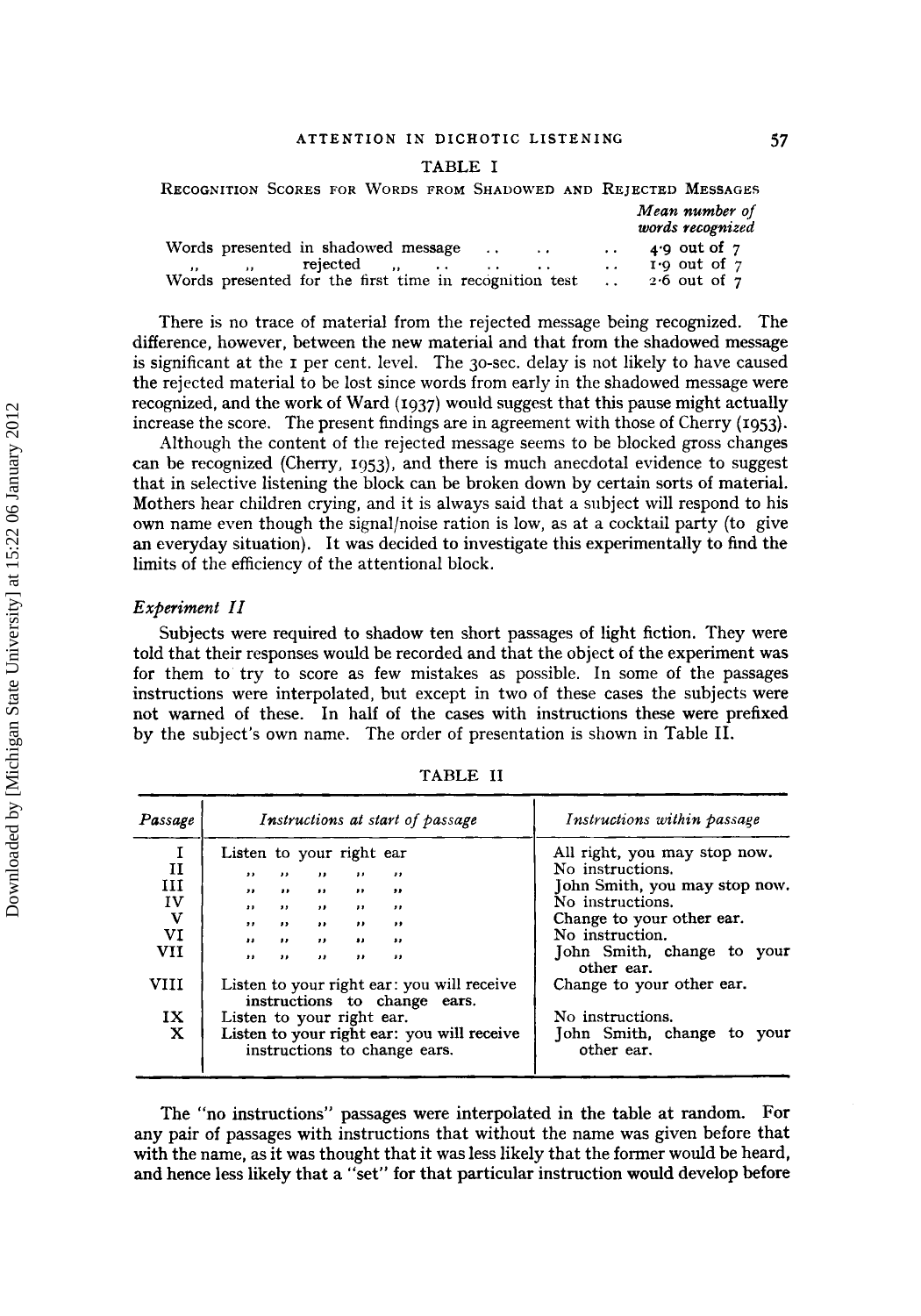TABLE I

RECOGNITION SCORES FOR WORDS FROM SHADOWED AND REJECTED MESSAGES

| | *Mean number of words recognized* |
|---|---|
| Words presented in shadowed message | 4·9 out of 7 |
| ,, ,, rejected ,, | 1·9 out of 7 |
| Words presented for the first time in recognition test | 2·6 out of 7 |

There is no trace of material from the rejected message being recognized. The difference, however, between the new material and that from the shadowed message is significant at the 1 per cent. level. The 30-sec. delay is not likely to have caused the rejected material to be lost since words from early in the shadowed message were recognized, and the work of Ward (1937) would suggest that this pause might actually increase the score. The present findings are in agreement with those of Cherry (1953).

Although the content of the rejected message seems to be blocked gross changes can be recognized (Cherry, 1953), and there is much anecdotal evidence to suggest that in selective listening the block can be broken down by certain sorts of material. Mothers hear children crying, and it is always said that a subject will respond to his own name even though the signal/noise ration is low, as at a cocktail party (to give an everyday situation). It was decided to investigate this experimentally to find the limits of the efficiency of the attentional block.

### *Experiment II*

Subjects were required to shadow ten short passages of light fiction. They were told that their responses would be recorded and that the object of the experiment was for them to try to score as few mistakes as possible. In some of the passages instructions were interpolated, but except in two of these cases the subjects were not warned of these. In half of the cases with instructions these were prefixed by the subject's own name. The order of presentation is shown in Table II.

TABLE II

| *Passage* | *Instructions at start of passage* | *Instructions within passage* |
|---|---|---|
| I | Listen to your right ear | All right, you may stop now. |
| II | ,, ,, ,, ,, ,, | No instructions. |
| III | ,, ,, ,, ,, ,, | John Smith, you may stop now. |
| IV | ,, ,, ,, ,, ,, | No instructions. |
| V | ,, ,, ,, ,, ,, | Change to your other ear. |
| VI | ,, ,, ,, ,, ,, | No instruction. |
| VII | ,, ,, ,, ,, ,, | John Smith, change to your other ear. |
| VIII | Listen to your right ear: you will receive instructions to change ears. | Change to your other ear. |
| IX | Listen to your right ear. | No instructions. |
| X | Listen to your right ear: you will receive instructions to change ears. | John Smith, change to your other ear. |

The "no instructions" passages were interpolated in the table at random. For any pair of passages with instructions that without the name was given before that with the name, as it was thought that it was less likely that the former would be heard, and hence less likely that a "set" for that particular instruction would develop before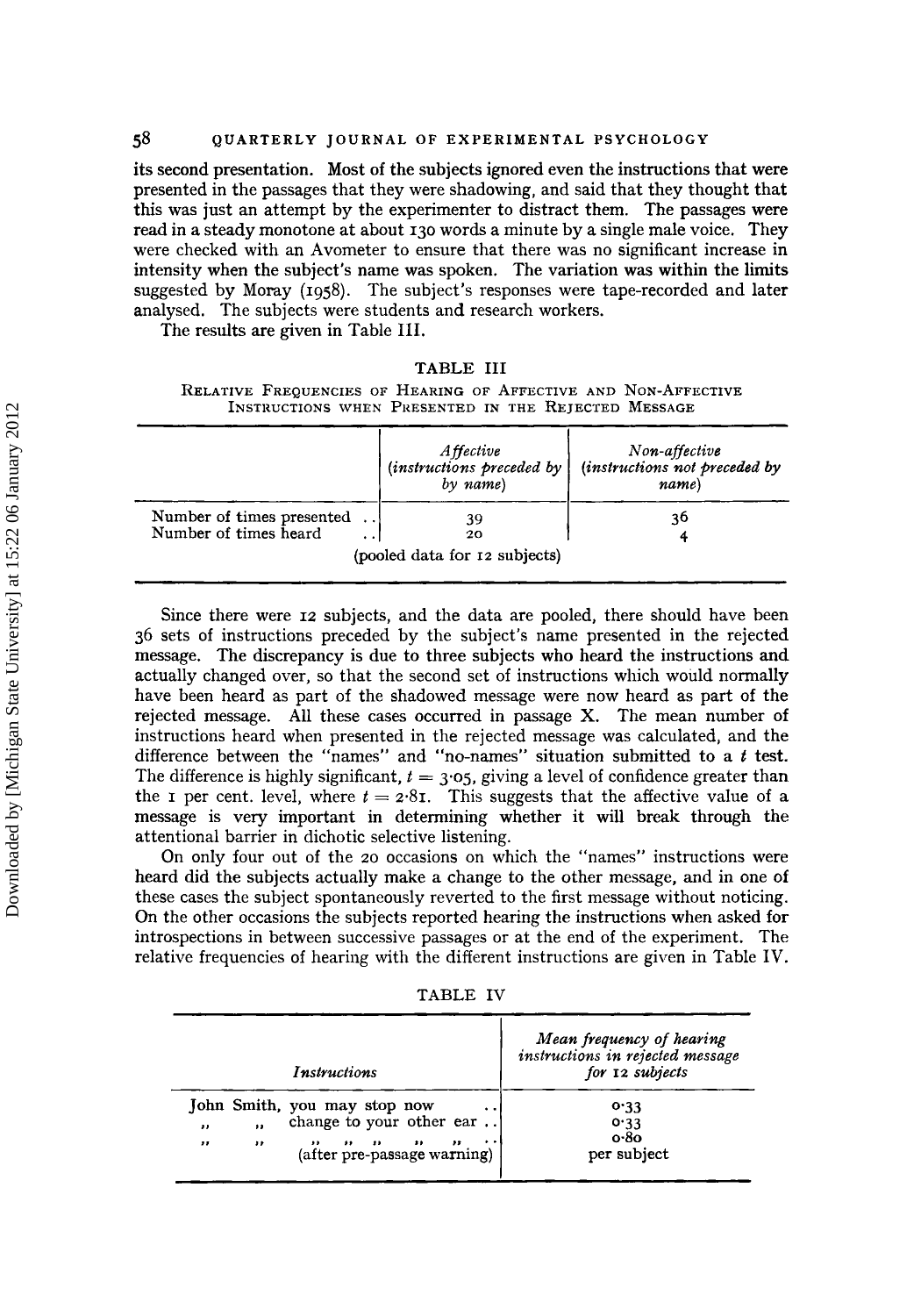its second presentation. Most of the subjects ignored even the instructions that were presented in the passages that they were shadowing, and said that they thought that this was just an attempt by the experimenter to distract them. The passages were read in a steady monotone at about 130 words a minute by a single male voice. They were checked with an Avometer to ensure that there was no significant increase in intensity when the subject's name was spoken. The variation was within the limits suggested by Moray (1958). The subject's responses were tape-recorded and later analysed. The subjects were students and research workers.

The results are given in Table III.

TABLE III

Relative Frequencies of Hearing of Affective and Non-Affective Instructions when Presented in the Rejected Message

| | *Affective* (*instructions preceded by by name*) | *Non-affective* (*instructions not preceded by name*) |
|---|---|---|
| Number of times presented | 39 | 36 |
| Number of times heard | 20 | 4 |

(pooled data for 12 subjects)

Since there were 12 subjects, and the data are pooled, there should have been 36 sets of instructions preceded by the subject's name presented in the rejected message. The discrepancy is due to three subjects who heard the instructions and actually changed over, so that the second set of instructions which would normally have been heard as part of the shadowed message were now heard as part of the rejected message. All these cases occurred in passage X. The mean number of instructions heard when presented in the rejected message was calculated, and the difference between the "names" and "no-names" situation submitted to a $t$ test. The difference is highly significant, $t = 3{\cdot}05$, giving a level of confidence greater than the 1 per cent. level, where $t = 2{\cdot}81$. This suggests that the affective value of a message is very important in determining whether it will break through the attentional barrier in dichotic selective listening.

On only four out of the 20 occasions on which the "names" instructions were heard did the subjects actually make a change to the other message, and in one of these cases the subject spontaneously reverted to the first message without noticing. On the other occasions the subjects reported hearing the instructions when asked for introspections in between successive passages or at the end of the experiment. The relative frequencies of hearing with the different instructions are given in Table IV.

TABLE IV

| *Instructions* | *Mean frequency of hearing instructions in rejected message for 12 subjects* |
|---|---|
| John Smith, you may stop now | 0·33 |
| " " change to your other ear | 0·33 |
| " " " " " " " (after pre-passage warning) | 0·80 per subject |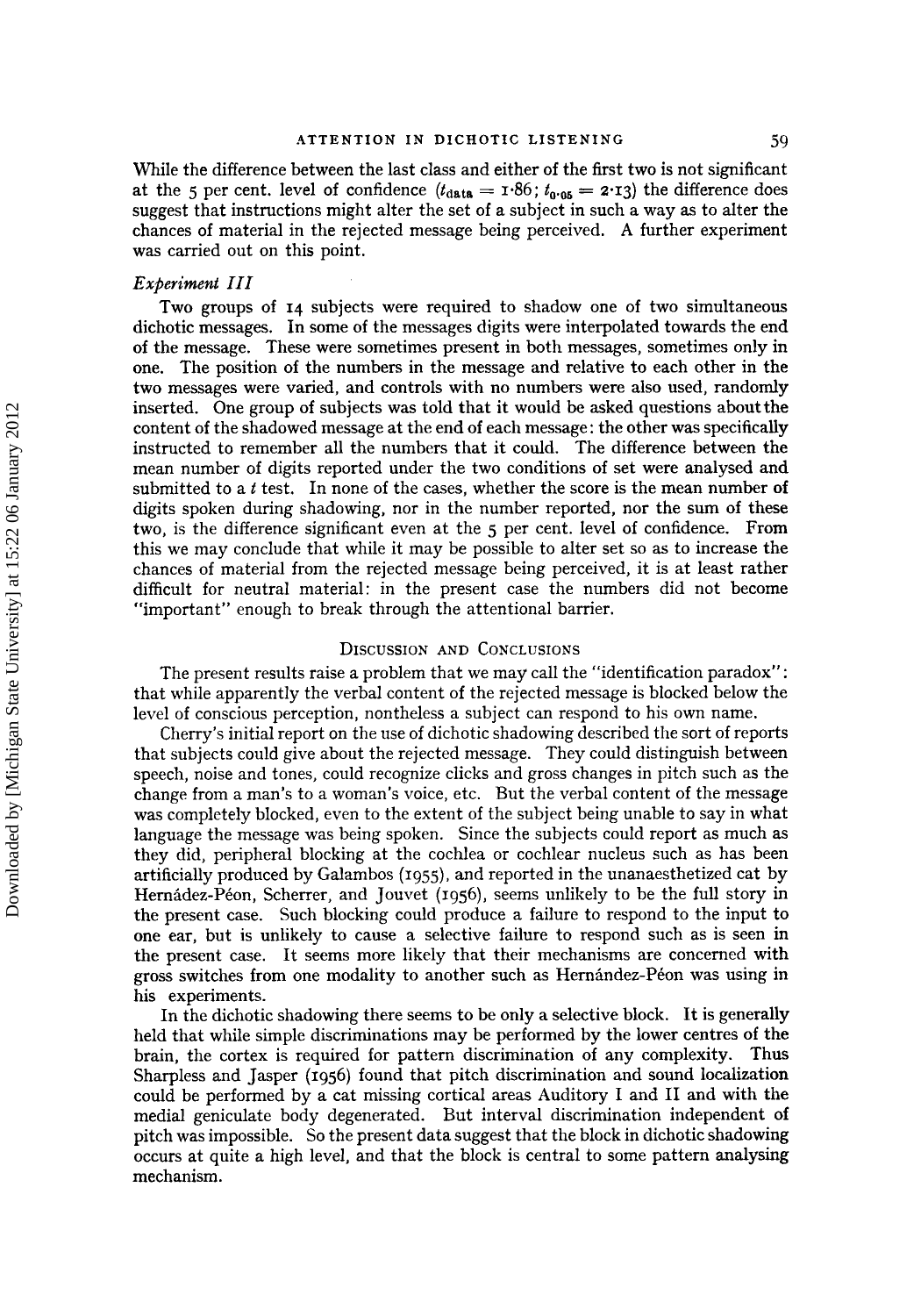While the difference between the last class and either of the first two is not significant at the 5 per cent. level of confidence ($t_{data} = 1{\cdot}86$; $t_{0{\cdot}05} = 2{\cdot}13$) the difference does suggest that instructions might alter the set of a subject in such a way as to alter the chances of material in the rejected message being perceived. A further experiment was carried out on this point.

### *Experiment III*

Two groups of 14 subjects were required to shadow one of two simultaneous dichotic messages. In some of the messages digits were interpolated towards the end of the message. These were sometimes present in both messages, sometimes only in one. The position of the numbers in the message and relative to each other in the two messages were varied, and controls with no numbers were also used, randomly inserted. One group of subjects was told that it would be asked questions about the content of the shadowed message at the end of each message: the other was specifically instructed to remember all the numbers that it could. The difference between the mean number of digits reported under the two conditions of set were analysed and submitted to a $t$ test. In none of the cases, whether the score is the mean number of digits spoken during shadowing, nor in the number reported, nor the sum of these two, is the difference significant even at the 5 per cent. level of confidence. From this we may conclude that while it may be possible to alter set so as to increase the chances of material from the rejected message being perceived, it is at least rather difficult for neutral material: in the present case the numbers did not become "important" enough to break through the attentional barrier.

## Discussion and Conclusions

The present results raise a problem that we may call the "identification paradox": that while apparently the verbal content of the rejected message is blocked below the level of conscious perception, nontheless a subject can respond to his own name.

Cherry's initial report on the use of dichotic shadowing described the sort of reports that subjects could give about the rejected message. They could distinguish between speech, noise and tones, could recognize clicks and gross changes in pitch such as the change from a man's to a woman's voice, etc. But the verbal content of the message was completely blocked, even to the extent of the subject being unable to say in what language the message was being spoken. Since the subjects could report as much as they did, peripheral blocking at the cochlea or cochlear nucleus such as has been artificially produced by Galambos (1955), and reported in the unanaesthetized cat by Hernádez-Péon, Scherrer, and Jouvet (1956), seems unlikely to be the full story in the present case. Such blocking could produce a failure to respond to the input to one ear, but is unlikely to cause a selective failure to respond such as is seen in the present case. It seems more likely that their mechanisms are concerned with gross switches from one modality to another such as Hernández-Péon was using in his experiments.

In the dichotic shadowing there seems to be only a selective block. It is generally held that while simple discriminations may be performed by the lower centres of the brain, the cortex is required for pattern discrimination of any complexity. Thus Sharpless and Jasper (1956) found that pitch discrimination and sound localization could be performed by a cat missing cortical areas Auditory I and II and with the medial geniculate body degenerated. But interval discrimination independent of pitch was impossible. So the present data suggest that the block in dichotic shadowing occurs at quite a high level, and that the block is central to some pattern analysing mechanism.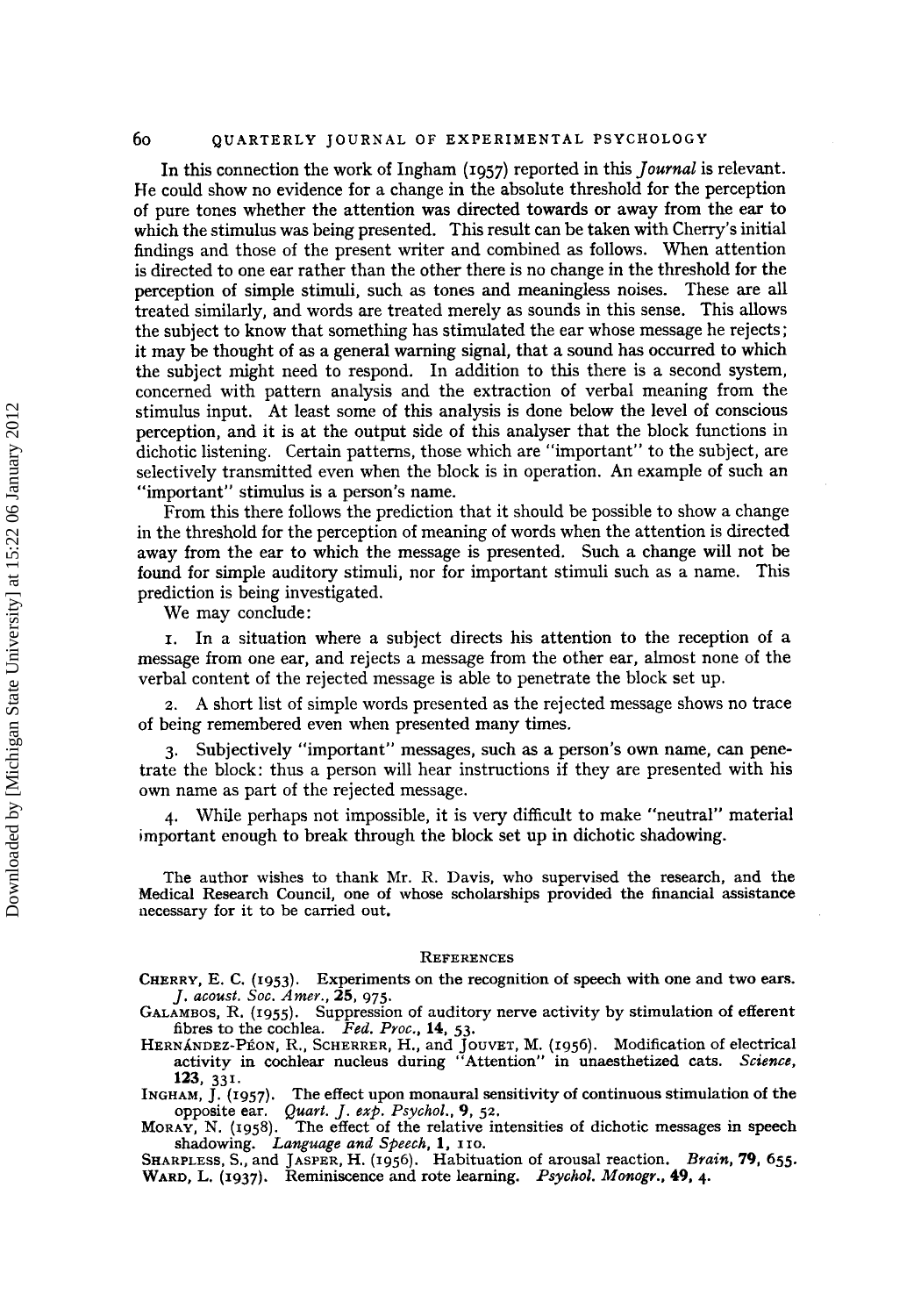In this connection the work of Ingham (1957) reported in this *Journal* is relevant. He could show no evidence for a change in the absolute threshold for the perception of pure tones whether the attention was directed towards or away from the ear to which the stimulus was being presented. This result can be taken with Cherry's initial findings and those of the present writer and combined as follows. When attention is directed to one ear rather than the other there is no change in the threshold for the perception of simple stimuli, such as tones and meaningless noises. These are all treated similarly, and words are treated merely as sounds in this sense. This allows the subject to know that something has stimulated the ear whose message he rejects; it may be thought of as a general warning signal, that a sound has occurred to which the subject might need to respond. In addition to this there is a second system, concerned with pattern analysis and the extraction of verbal meaning from the stimulus input. At least some of this analysis is done below the level of conscious perception, and it is at the output side of this analyser that the block functions in dichotic listening. Certain patterns, those which are "important" to the subject, are selectively transmitted even when the block is in operation. An example of such an "important" stimulus is a person's name.

From this there follows the prediction that it should be possible to show a change in the threshold for the perception of meaning of words when the attention is directed away from the ear to which the message is presented. Such a change will not be found for simple auditory stimuli, nor for important stimuli such as a name. This prediction is being investigated.

We may conclude:

1. In a situation where a subject directs his attention to the reception of a message from one ear, and rejects a message from the other ear, almost none of the verbal content of the rejected message is able to penetrate the block set up.

2. A short list of simple words presented as the rejected message shows no trace of being remembered even when presented many times.

3. Subjectively "important" messages, such as a person's own name, can penetrate the block: thus a person will hear instructions if they are presented with his own name as part of the rejected message.

4. While perhaps not impossible, it is very difficult to make "neutral" material important enough to break through the block set up in dichotic shadowing.

The author wishes to thank Mr. R. Davis, who supervised the research, and the Medical Research Council, one of whose scholarships provided the financial assistance necessary for it to be carried out.

## References

CHERRY, E. C. (1953). Experiments on the recognition of speech with one and two ears. *J. acoust. Soc. Amer.*, **25**, 975.

GALAMBOS, R. (1955). Suppression of auditory nerve activity by stimulation of efferent fibres to the cochlea. *Fed. Proc.*, **14**, 53.

HERNÁNDEZ-PÉON, R., SCHERRER, H., and JOUVET, M. (1956). Modification of electrical activity in cochlear nucleus during "Attention" in unaesthetized cats. *Science*, **123**, 331.

INGHAM, J. (1957). The effect upon monaural sensitivity of continuous stimulation of the opposite ear. *Quart. J. exp. Psychol.*, **9**, 52.

MORAY, N. (1958). The effect of the relative intensities of dichotic messages in speech shadowing. *Language and Speech*, **1**, 110.

SHARPLESS, S., and JASPER, H. (1956). Habituation of arousal reaction. *Brain*, **79**, 655.

WARD, L. (1937). Reminiscence and rote learning. *Psychol. Monogr.*, **49**, 4.